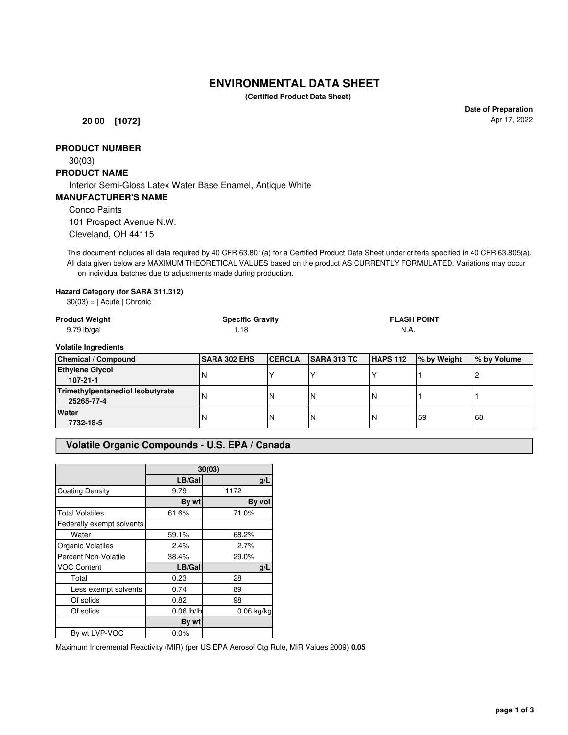# ENVIRONMENTAL DATA SHEET

**(Certified Product Data Sheet)**

**Date of Preparation**
Apr 17, 2022

**20 00 [1072]**

**PRODUCT NUMBER**

30(03)

**PRODUCT NAME**

Interior Semi-Gloss Latex Water Base Enamel, Antique White

**MANUFACTURER'S NAME**

Conco Paints
101 Prospect Avenue N.W.
Cleveland, OH 44115

This document includes all data required by 40 CFR 63.801(a) for a Certified Product Data Sheet under criteria specified in 40 CFR 63.805(a). All data given below are MAXIMUM THEORETICAL VALUES based on the product AS CURRENTLY FORMULATED. Variations may occur on individual batches due to adjustments made during production.

**Hazard Category (for SARA 311.312)**

30(03) = | Acute | Chronic |

| **Product Weight** | **Specific Gravity** | **FLASH POINT** |
|---|---|---|
| 9.79 lb/gal | 1.18 | N.A. |

**Volatile Ingredients**

| Chemical / Compound | SARA 302 EHS | CERCLA | SARA 313 TC | HAPS 112 | % by Weight | % by Volume |
|---|---|---|---|---|---|---|
| **Ethylene Glycol** **107-21-1** | N | Y | Y | Y | 1 | 2 |
| **Trimethylpentanediol Isobutyrate** **25265-77-4** | N | N | N | N | 1 | 1 |
| **Water** **7732-18-5** | N | N | N | N | 59 | 68 |

## Volatile Organic Compounds - U.S. EPA / Canada

| | 30(03) | |
|---|---|---|
| | **LB/Gal** | **g/L** |
| Coating Density | 9.79 | 1172 |
| | **By wt** | **By vol** |
| Total Volatiles | 61.6% | 71.0% |
| Federally exempt solvents | | |
| Water | 59.1% | 68.2% |
| Organic Volatiles | 2.4% | 2.7% |
| Percent Non-Volatile | 38.4% | 29.0% |
| VOC Content | **LB/Gal** | **g/L** |
| Total | 0.23 | 28 |
| Less exempt solvents | 0.74 | 89 |
| Of solids | 0.82 | 98 |
| Of solids | 0.06 lb/lb | 0.06 kg/kg |
| | **By wt** | |
| By wt LVP-VOC | 0.0% | |

Maximum Incremental Reactivity (MIR) (per US EPA Aerosol Ctg Rule, MIR Values 2009) **0.05**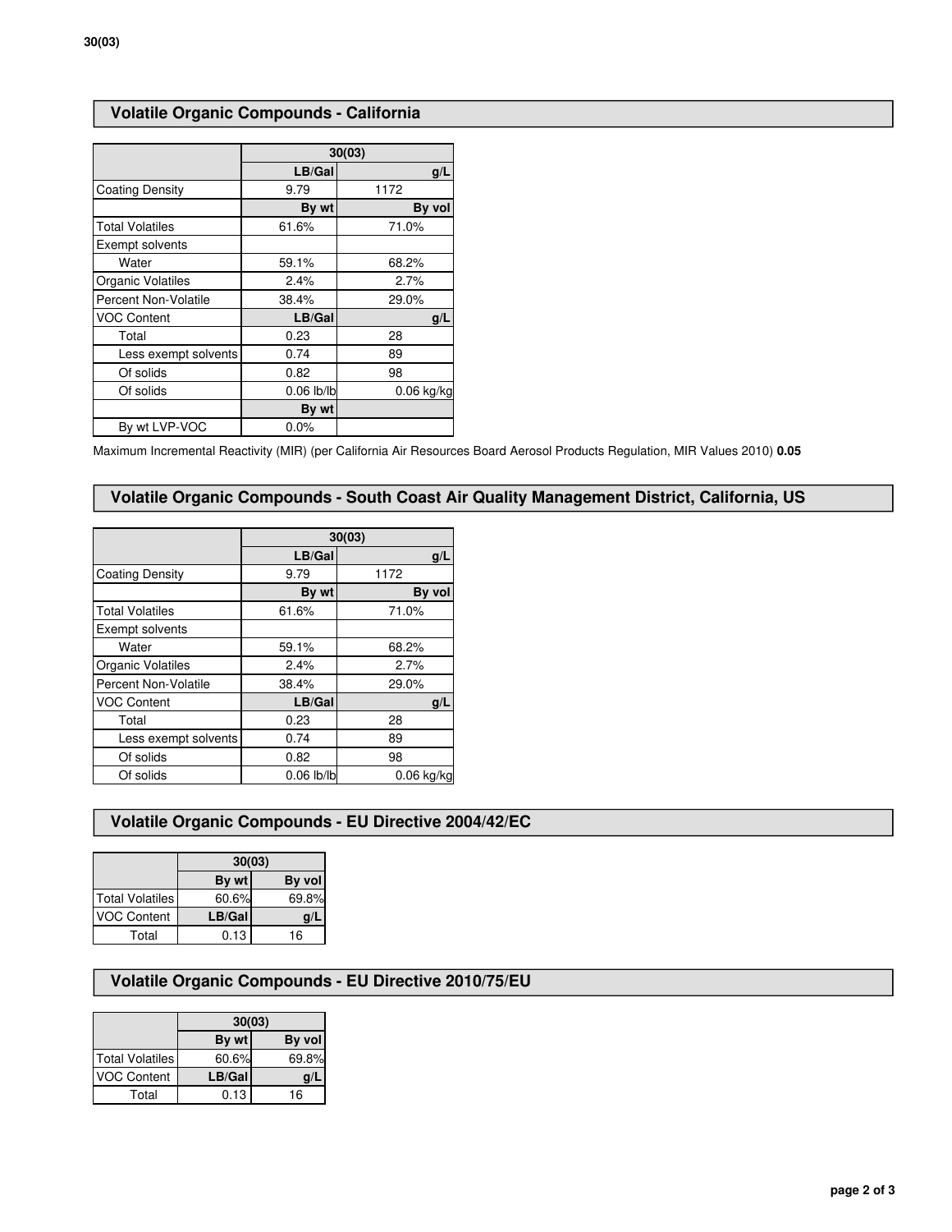## Volatile Organic Compounds - California

| | 30(03) | |
|---|---|---|
| | LB/Gal | g/L |
| Coating Density | 9.79 | 1172 |
| | By wt | By vol |
| Total Volatiles | 61.6% | 71.0% |
| Exempt solvents | | |
| Water | 59.1% | 68.2% |
| Organic Volatiles | 2.4% | 2.7% |
| Percent Non-Volatile | 38.4% | 29.0% |
| VOC Content | LB/Gal | g/L |
| Total | 0.23 | 28 |
| Less exempt solvents | 0.74 | 89 |
| Of solids | 0.82 | 98 |
| Of solids | 0.06 lb/lb | 0.06 kg/kg |
| | By wt | |
| By wt LVP-VOC | 0.0% | |

Maximum Incremental Reactivity (MIR) (per California Air Resources Board Aerosol Products Regulation, MIR Values 2010) **0.05**

## Volatile Organic Compounds - South Coast Air Quality Management District, California, US

| | 30(03) | |
|---|---|---|
| | LB/Gal | g/L |
| Coating Density | 9.79 | 1172 |
| | By wt | By vol |
| Total Volatiles | 61.6% | 71.0% |
| Exempt solvents | | |
| Water | 59.1% | 68.2% |
| Organic Volatiles | 2.4% | 2.7% |
| Percent Non-Volatile | 38.4% | 29.0% |
| VOC Content | LB/Gal | g/L |
| Total | 0.23 | 28 |
| Less exempt solvents | 0.74 | 89 |
| Of solids | 0.82 | 98 |
| Of solids | 0.06 lb/lb | 0.06 kg/kg |

## Volatile Organic Compounds - EU Directive 2004/42/EC

| | 30(03) | |
|---|---|---|
| | By wt | By vol |
| Total Volatiles | 60.6% | 69.8% |
| VOC Content | LB/Gal | g/L |
| Total | 0.13 | 16 |

## Volatile Organic Compounds - EU Directive 2010/75/EU

| | 30(03) | |
|---|---|---|
| | By wt | By vol |
| Total Volatiles | 60.6% | 69.8% |
| VOC Content | LB/Gal | g/L |
| Total | 0.13 | 16 |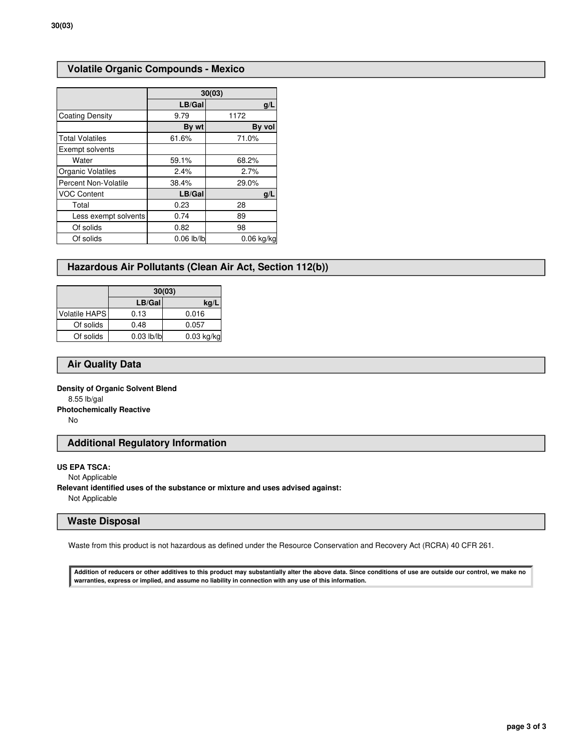## Volatile Organic Compounds - Mexico

| | 30(03) | |
|---|---|---|
| | LB/Gal | g/L |
| Coating Density | 9.79 | 1172 |
| | By wt | By vol |
| Total Volatiles | 61.6% | 71.0% |
| Exempt solvents | | |
| Water | 59.1% | 68.2% |
| Organic Volatiles | 2.4% | 2.7% |
| Percent Non-Volatile | 38.4% | 29.0% |
| VOC Content | LB/Gal | g/L |
| Total | 0.23 | 28 |
| Less exempt solvents | 0.74 | 89 |
| Of solids | 0.82 | 98 |
| Of solids | 0.06 lb/lb | 0.06 kg/kg |

## Hazardous Air Pollutants (Clean Air Act, Section 112(b))

| | 30(03) | |
|---|---|---|
| | LB/Gal | kg/L |
| Volatile HAPS | 0.13 | 0.016 |
| Of solids | 0.48 | 0.057 |
| Of solids | 0.03 lb/lb | 0.03 kg/kg |

## Air Quality Data

**Density of Organic Solvent Blend**

8.55 lb/gal

**Photochemically Reactive**

No

## Additional Regulatory Information

**US EPA TSCA:**

Not Applicable

**Relevant identified uses of the substance or mixture and uses advised against:**

Not Applicable

## Waste Disposal

Waste from this product is not hazardous as defined under the Resource Conservation and Recovery Act (RCRA) 40 CFR 261.

**Addition of reducers or other additives to this product may substantially alter the above data. Since conditions of use are outside our control, we make no warranties, express or implied, and assume no liability in connection with any use of this information.**